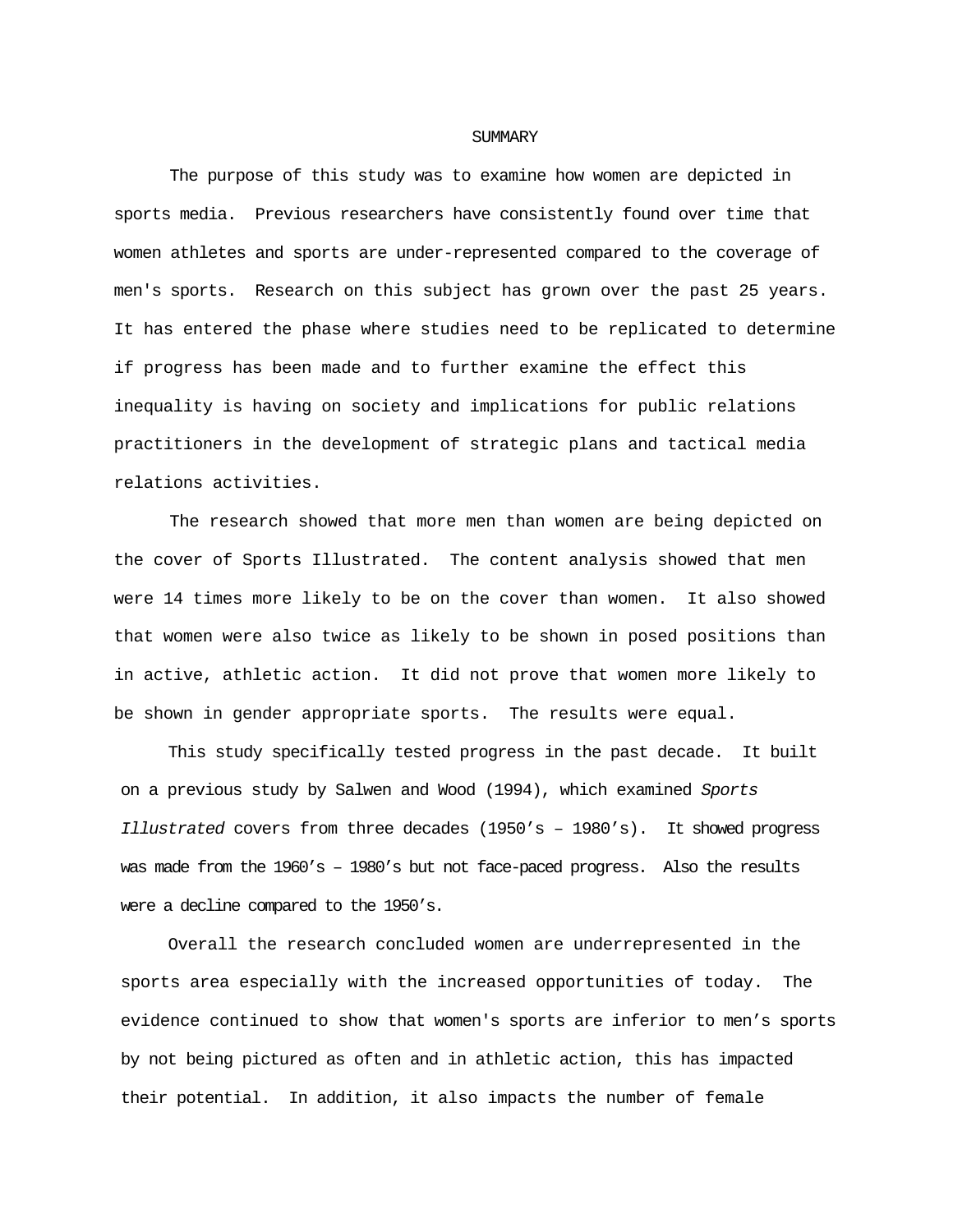# SUMMARY

The purpose of this study was to examine how women are depicted in sports media. Previous researchers have consistently found over time that women athletes and sports are under-represented compared to the coverage of men's sports. Research on this subject has grown over the past 25 years. It has entered the phase where studies need to be replicated to determine if progress has been made and to further examine the effect this inequality is having on society and implications for public relations practitioners in the development of strategic plans and tactical media relations activities.

The research showed that more men than women are being depicted on the cover of Sports Illustrated. The content analysis showed that men were 14 times more likely to be on the cover than women. It also showed that women were also twice as likely to be shown in posed positions than in active, athletic action. It did not prove that women more likely to be shown in gender appropriate sports. The results were equal.

This study specifically tested progress in the past decade. It built on a previous study by Salwen and Wood (1994), which examined *Sports Illustrated* covers from three decades (1950's – 1980's). It showed progress was made from the 1960's – 1980's but not face-paced progress. Also the results were a decline compared to the 1950's.

Overall the research concluded women are underrepresented in the sports area especially with the increased opportunities of today. The evidence continued to show that women's sports are inferior to men's sports by not being pictured as often and in athletic action, this has impacted their potential. In addition, it also impacts the number of female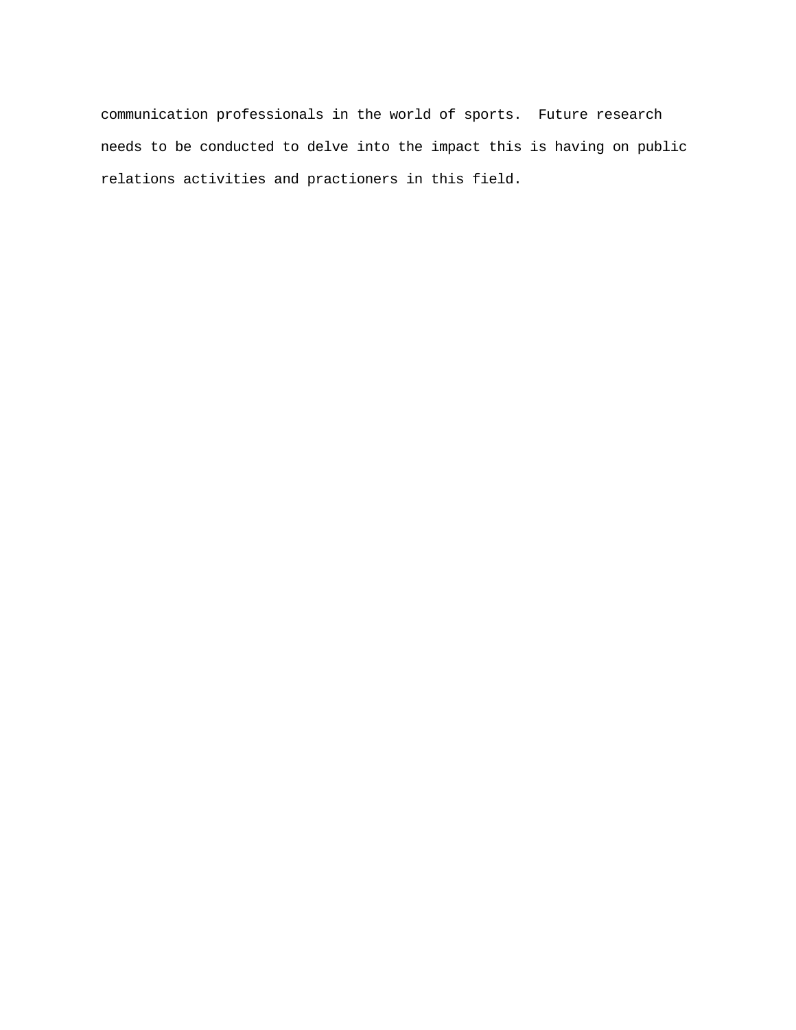communication professionals in the world of sports. Future research needs to be conducted to delve into the impact this is having on public relations activities and practioners in this field.